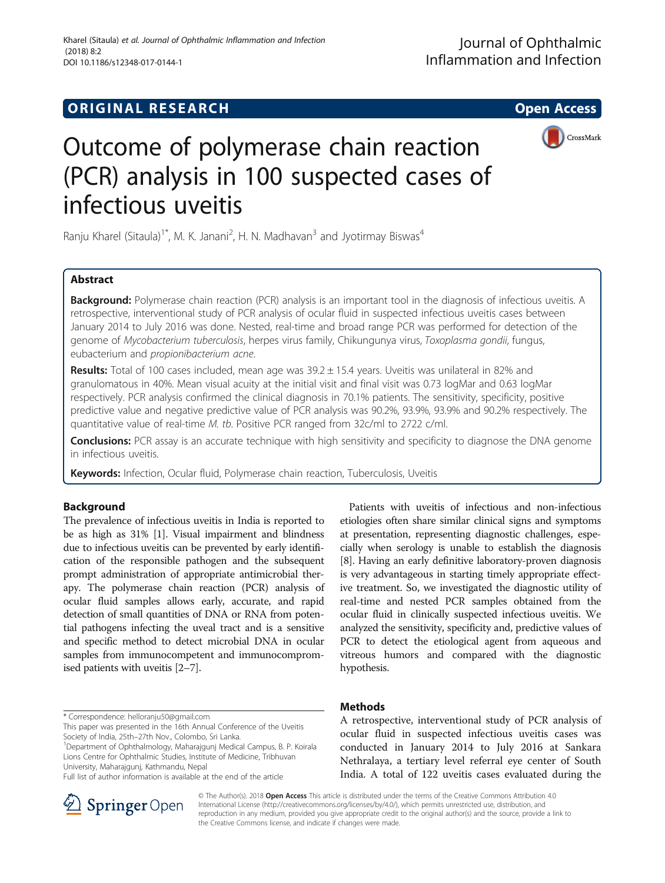ORIGINAL RESEARCH Open Access

# Outcome of polymerase chain reaction (PCR) analysis in 100 suspected cases of infectious uveitis

Ranju Kharel (Sitaula)[1*], M. K. Janani[2], H. N. Madhavan[3] and Jyotirmay Biswas[4]

## Abstract

**Background:** Polymerase chain reaction (PCR) analysis is an important tool in the diagnosis of infectious uveitis. A retrospective, interventional study of PCR analysis of ocular fluid in suspected infectious uveitis cases between January 2014 to July 2016 was done. Nested, real-time and broad range PCR was performed for detection of the genome of *Mycobacterium tuberculosis*, herpes virus family, Chikungunya virus, *Toxoplasma gondii*, fungus, eubacterium and *propionibacterium acne*.

**Results:** Total of 100 cases included, mean age was 39.2 ± 15.4 years. Uveitis was unilateral in 82% and granulomatous in 40%. Mean visual acuity at the initial visit and final visit was 0.73 logMar and 0.63 logMar respectively. PCR analysis confirmed the clinical diagnosis in 70.1% patients. The sensitivity, specificity, positive predictive value and negative predictive value of PCR analysis was 90.2%, 93.9%, 93.9% and 90.2% respectively. The quantitative value of real-time *M. tb.* Positive PCR ranged from 32c/ml to 2722 c/ml.

**Conclusions:** PCR assay is an accurate technique with high sensitivity and specificity to diagnose the DNA genome in infectious uveitis.

**Keywords:** Infection, Ocular fluid, Polymerase chain reaction, Tuberculosis, Uveitis

## Background

The prevalence of infectious uveitis in India is reported to be as high as 31% [1]. Visual impairment and blindness due to infectious uveitis can be prevented by early identification of the responsible pathogen and the subsequent prompt administration of appropriate antimicrobial therapy. The polymerase chain reaction (PCR) analysis of ocular fluid samples allows early, accurate, and rapid detection of small quantities of DNA or RNA from potential pathogens infecting the uveal tract and is a sensitive and specific method to detect microbial DNA in ocular samples from immunocompetent and immunocompromised patients with uveitis [2–7].

Patients with uveitis of infectious and non-infectious etiologies often share similar clinical signs and symptoms at presentation, representing diagnostic challenges, especially when serology is unable to establish the diagnosis [8]. Having an early definitive laboratory-proven diagnosis is very advantageous in starting timely appropriate effective treatment. So, we investigated the diagnostic utility of real-time and nested PCR samples obtained from the ocular fluid in clinically suspected infectious uveitis. We analyzed the sensitivity, specificity and, predictive values of PCR to detect the etiological agent from aqueous and vitreous humors and compared with the diagnostic hypothesis.

## Methods

A retrospective, interventional study of PCR analysis of ocular fluid in suspected infectious uveitis cases was conducted in January 2014 to July 2016 at Sankara Nethralaya, a tertiary level referral eye center of South India. A total of 122 uveitis cases evaluated during the

\* Correspondence: helloranju50@gmail.com

This paper was presented in the 16th Annual Conference of the Uveitis Society of India, 25th–27th Nov., Colombo, Sri Lanka.

[1]Department of Ophthalmology, Maharajgunj Medical Campus, B. P. Koirala Lions Centre for Ophthalmic Studies, Institute of Medicine, Tribhuvan University, Maharajgunj, Kathmandu, Nepal

Full list of author information is available at the end of the article

© The Author(s). 2018 **Open Access** This article is distributed under the terms of the Creative Commons Attribution 4.0 International License (http://creativecommons.org/licenses/by/4.0/), which permits unrestricted use, distribution, and reproduction in any medium, provided you give appropriate credit to the original author(s) and the source, provide a link to the Creative Commons license, and indicate if changes were made.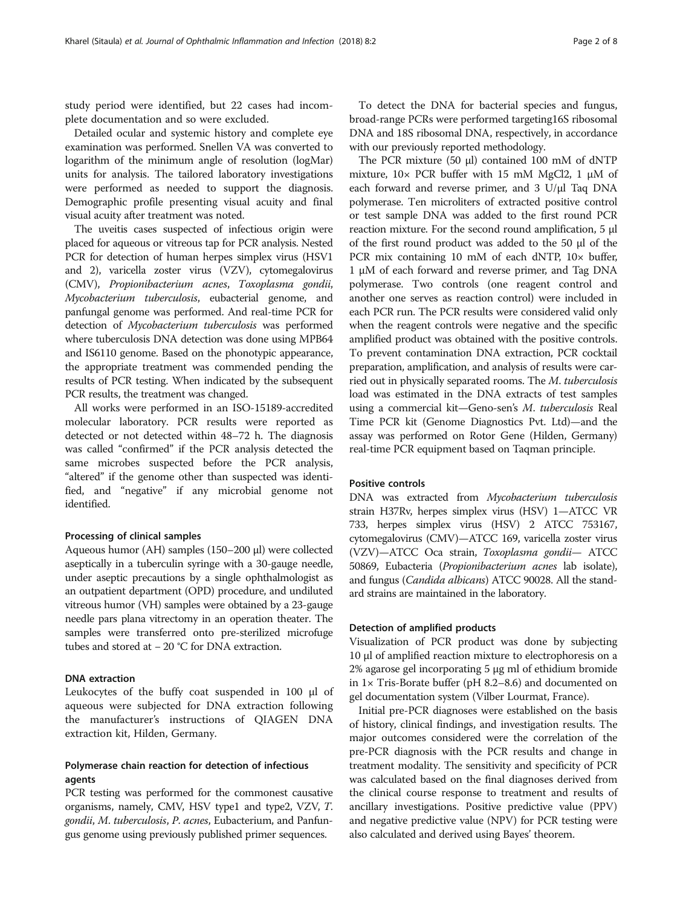study period were identified, but 22 cases had incomplete documentation and so were excluded.

Detailed ocular and systemic history and complete eye examination was performed. Snellen VA was converted to logarithm of the minimum angle of resolution (logMar) units for analysis. The tailored laboratory investigations were performed as needed to support the diagnosis. Demographic profile presenting visual acuity and final visual acuity after treatment was noted.

The uveitis cases suspected of infectious origin were placed for aqueous or vitreous tap for PCR analysis. Nested PCR for detection of human herpes simplex virus (HSV1 and 2), varicella zoster virus (VZV), cytomegalovirus (CMV), *Propionibacterium acnes*, *Toxoplasma gondii*, *Mycobacterium tuberculosis*, eubacterial genome, and panfungal genome was performed. And real-time PCR for detection of *Mycobacterium tuberculosis* was performed where tuberculosis DNA detection was done using MPB64 and IS6110 genome. Based on the phonotypic appearance, the appropriate treatment was commended pending the results of PCR testing. When indicated by the subsequent PCR results, the treatment was changed.

All works were performed in an ISO-15189-accredited molecular laboratory. PCR results were reported as detected or not detected within 48–72 h. The diagnosis was called "confirmed" if the PCR analysis detected the same microbes suspected before the PCR analysis, "altered" if the genome other than suspected was identified, and "negative" if any microbial genome not identified.

### Processing of clinical samples

Aqueous humor (AH) samples (150–200 μl) were collected aseptically in a tuberculin syringe with a 30-gauge needle, under aseptic precautions by a single ophthalmologist as an outpatient department (OPD) procedure, and undiluted vitreous humor (VH) samples were obtained by a 23-gauge needle pars plana vitrectomy in an operation theater. The samples were transferred onto pre-sterilized microfuge tubes and stored at − 20 °C for DNA extraction.

### DNA extraction

Leukocytes of the buffy coat suspended in 100 μl of aqueous were subjected for DNA extraction following the manufacturer's instructions of QIAGEN DNA extraction kit, Hilden, Germany.

### Polymerase chain reaction for detection of infectious agents

PCR testing was performed for the commonest causative organisms, namely, CMV, HSV type1 and type2, VZV, *T. gondii*, *M. tuberculosis*, *P. acnes*, Eubacterium, and Panfungus genome using previously published primer sequences.

To detect the DNA for bacterial species and fungus, broad-range PCRs were performed targeting16S ribosomal DNA and 18S ribosomal DNA, respectively, in accordance with our previously reported methodology.

The PCR mixture (50 μl) contained 100 mM of dNTP mixture, 10× PCR buffer with 15 mM $MgCl_2$, 1 μM of each forward and reverse primer, and 3 U/μl Taq DNA polymerase. Ten microliters of extracted positive control or test sample DNA was added to the first round PCR reaction mixture. For the second round amplification, 5 μl of the first round product was added to the 50 μl of the PCR mix containing 10 mM of each dNTP, 10× buffer, 1 μM of each forward and reverse primer, and Tag DNA polymerase. Two controls (one reagent control and another one serves as reaction control) were included in each PCR run. The PCR results were considered valid only when the reagent controls were negative and the specific amplified product was obtained with the positive controls. To prevent contamination DNA extraction, PCR cocktail preparation, amplification, and analysis of results were carried out in physically separated rooms. The *M. tuberculosis* load was estimated in the DNA extracts of test samples using a commercial kit—Geno-sen's *M. tuberculosis* Real Time PCR kit (Genome Diagnostics Pvt. Ltd)—and the assay was performed on Rotor Gene (Hilden, Germany) real-time PCR equipment based on Taqman principle.

### Positive controls

DNA was extracted from *Mycobacterium tuberculosis* strain H37Rv, herpes simplex virus (HSV) 1—ATCC VR 733, herpes simplex virus (HSV) 2 ATCC 753167, cytomegalovirus (CMV)—ATCC 169, varicella zoster virus (VZV)—ATCC Oca strain, *Toxoplasma gondii*— ATCC 50869, Eubacteria (*Propionibacterium acnes* lab isolate), and fungus (*Candida albicans*) ATCC 90028. All the standard strains are maintained in the laboratory.

### Detection of amplified products

Visualization of PCR product was done by subjecting 10 μl of amplified reaction mixture to electrophoresis on a 2% agarose gel incorporating 5 μg ml of ethidium bromide in 1× Tris-Borate buffer (pH 8.2–8.6) and documented on gel documentation system (Vilber Lourmat, France).

Initial pre-PCR diagnoses were established on the basis of history, clinical findings, and investigation results. The major outcomes considered were the correlation of the pre-PCR diagnosis with the PCR results and change in treatment modality. The sensitivity and specificity of PCR was calculated based on the final diagnoses derived from the clinical course response to treatment and results of ancillary investigations. Positive predictive value (PPV) and negative predictive value (NPV) for PCR testing were also calculated and derived using Bayes' theorem.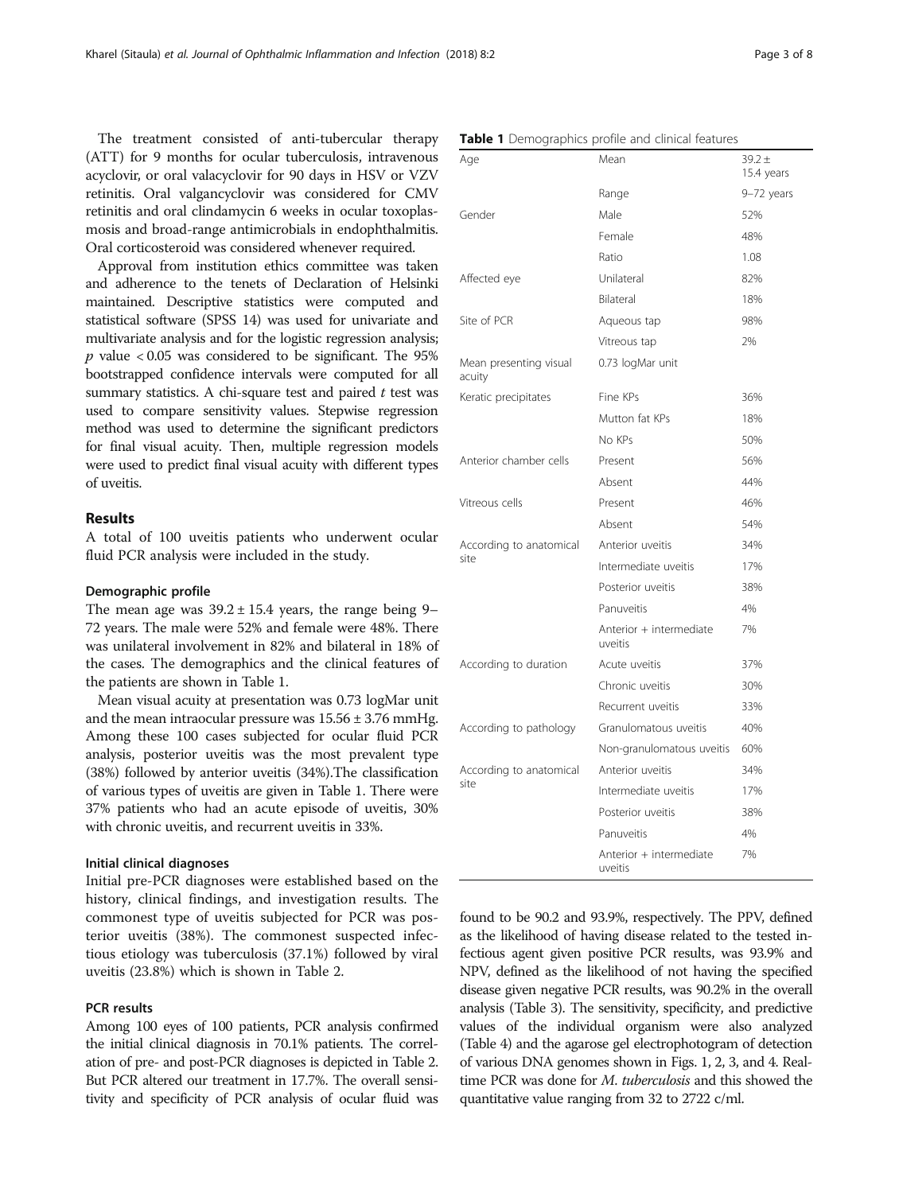The treatment consisted of anti-tubercular therapy (ATT) for 9 months for ocular tuberculosis, intravenous acyclovir, or oral valacyclovir for 90 days in HSV or VZV retinitis. Oral valgancyclovir was considered for CMV retinitis and oral clindamycin 6 weeks in ocular toxoplasmosis and broad-range antimicrobials in endophthalmitis. Oral corticosteroid was considered whenever required.

Approval from institution ethics committee was taken and adherence to the tenets of Declaration of Helsinki maintained. Descriptive statistics were computed and statistical software (SPSS 14) was used for univariate and multivariate analysis and for the logistic regression analysis; $p$ value $< 0.05$ was considered to be significant. The 95% bootstrapped confidence intervals were computed for all summary statistics. A chi-square test and paired $t$ test was used to compare sensitivity values. Stepwise regression method was used to determine the significant predictors for final visual acuity. Then, multiple regression models were used to predict final visual acuity with different types of uveitis.

## Results

A total of 100 uveitis patients who underwent ocular fluid PCR analysis were included in the study.

### Demographic profile

The mean age was $39.2 \pm 15.4$ years, the range being 9–72 years. The male were 52% and female were 48%. There was unilateral involvement in 82% and bilateral in 18% of the cases. The demographics and the clinical features of the patients are shown in Table 1.

Mean visual acuity at presentation was 0.73 logMar unit and the mean intraocular pressure was $15.56 \pm 3.76$ mmHg. Among these 100 cases subjected for ocular fluid PCR analysis, posterior uveitis was the most prevalent type (38%) followed by anterior uveitis (34%).The classification of various types of uveitis are given in Table 1. There were 37% patients who had an acute episode of uveitis, 30% with chronic uveitis, and recurrent uveitis in 33%.

### Initial clinical diagnoses

Initial pre-PCR diagnoses were established based on the history, clinical findings, and investigation results. The commonest type of uveitis subjected for PCR was posterior uveitis (38%). The commonest suspected infectious etiology was tuberculosis (37.1%) followed by viral uveitis (23.8%) which is shown in Table 2.

### PCR results

Among 100 eyes of 100 patients, PCR analysis confirmed the initial clinical diagnosis in 70.1% patients. The correlation of pre- and post-PCR diagnoses is depicted in Table 2. But PCR altered our treatment in 17.7%. The overall sensitivity and specificity of PCR analysis of ocular fluid was found to be 90.2 and 93.9%, respectively. The PPV, defined as the likelihood of having disease related to the tested infectious agent given positive PCR results, was 93.9% and NPV, defined as the likelihood of not having the specified disease given negative PCR results, was 90.2% in the overall analysis (Table 3). The sensitivity, specificity, and predictive values of the individual organism were also analyzed (Table 4) and the agarose gel electrophotogram of detection of various DNA genomes shown in Figs. 1, 2, 3, and 4. Real-time PCR was done for *M. tuberculosis* and this showed the quantitative value ranging from 32 to 2722 c/ml.

**Table 1** Demographics profile and clinical features

| | | |
|---|---|---|
| Age | Mean | $39.2 \pm$ 15.4 years |
| | Range | 9–72 years |
| Gender | Male | 52% |
| | Female | 48% |
| | Ratio | 1.08 |
| Affected eye | Unilateral | 82% |
| | Bilateral | 18% |
| Site of PCR | Aqueous tap | 98% |
| | Vitreous tap | 2% |
| Mean presenting visual acuity | 0.73 logMar unit | |
| Keratic precipitates | Fine KPs | 36% |
| | Mutton fat KPs | 18% |
| | No KPs | 50% |
| Anterior chamber cells | Present | 56% |
| | Absent | 44% |
| Vitreous cells | Present | 46% |
| | Absent | 54% |
| According to anatomical site | Anterior uveitis | 34% |
| | Intermediate uveitis | 17% |
| | Posterior uveitis | 38% |
| | Panuveitis | 4% |
| | Anterior + intermediate uveitis | 7% |
| According to duration | Acute uveitis | 37% |
| | Chronic uveitis | 30% |
| | Recurrent uveitis | 33% |
| According to pathology | Granulomatous uveitis | 40% |
| | Non-granulomatous uveitis | 60% |
| According to anatomical site | Anterior uveitis | 34% |
| | Intermediate uveitis | 17% |
| | Posterior uveitis | 38% |
| | Panuveitis | 4% |
| | Anterior + intermediate uveitis | 7% |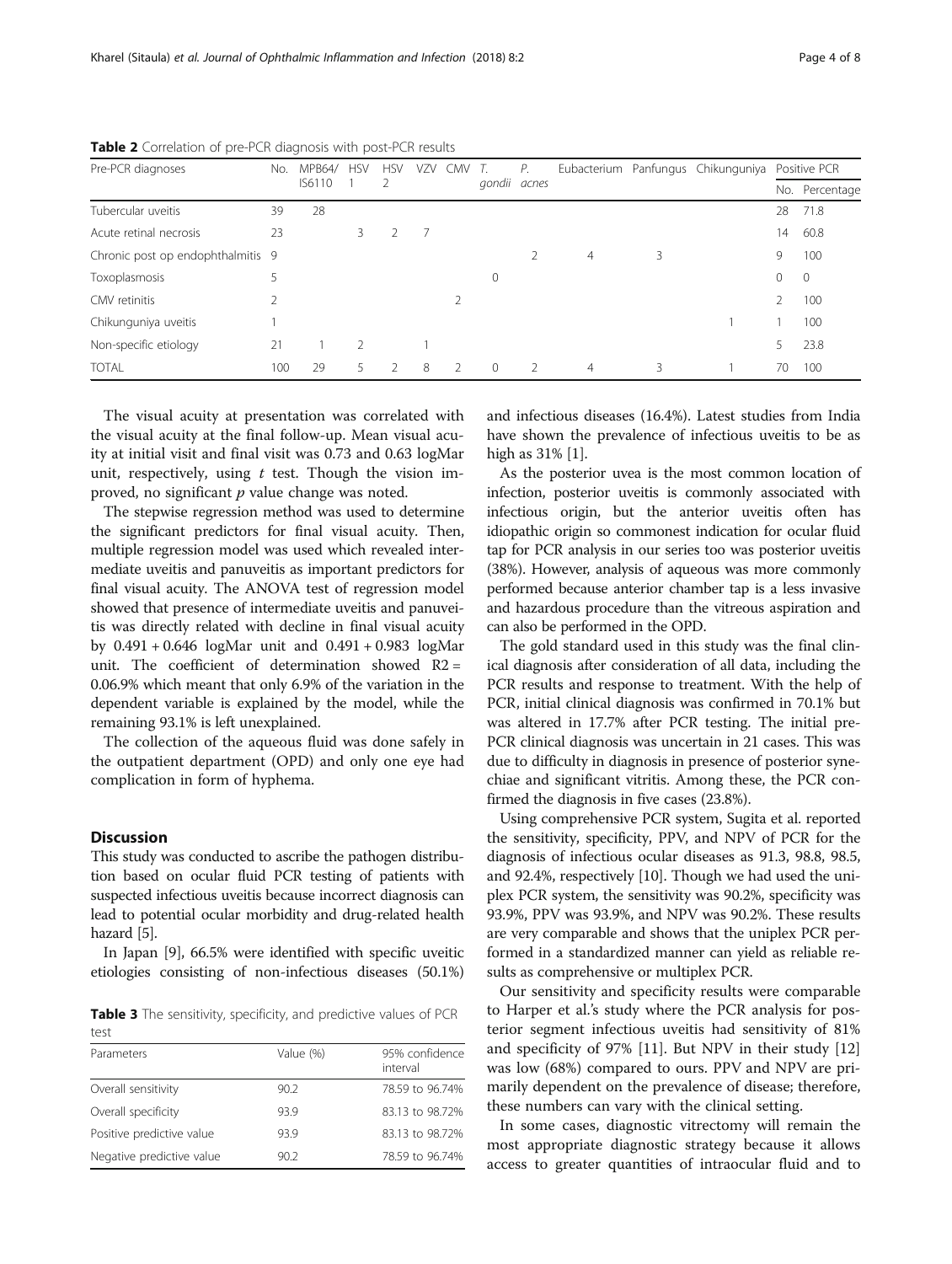**Table 2** Correlation of pre-PCR diagnosis with post-PCR results

| Pre-PCR diagnoses | No. | MPB64/ IS6110 | HSV 1 | HSV 2 | VZV | CMV | *T. gondii* | *P. acnes* | Eubacterium | Panfungus | Chikunguniya | Positive PCR | |
|---|---|---|---|---|---|---|---|---|---|---|---|---|---|
| | | | | | | | | | | | | No. | Percentage |
| Tubercular uveitis | 39 | 28 | | | | | | | | | | 28 | 71.8 |
| Acute retinal necrosis | 23 | | 3 | 2 | 7 | | | | | | | 14 | 60.8 |
| Chronic post op endophthalmitis | 9 | | | | | | | 2 | 4 | 3 | | 9 | 100 |
| Toxoplasmosis | 5 | | | | | | 0 | | | | | 0 | 0 |
| CMV retinitis | 2 | | | | | 2 | | | | | | 2 | 100 |
| Chikunguniya uveitis | 1 | | | | | | | | | | 1 | 1 | 100 |
| Non-specific etiology | 21 | 1 | 2 | | 1 | | | | | | | 5 | 23.8 |
| TOTAL | 100 | 29 | 5 | 2 | 8 | 2 | 0 | 2 | 4 | 3 | 1 | 70 | 100 |

The visual acuity at presentation was correlated with the visual acuity at the final follow-up. Mean visual acuity at initial visit and final visit was 0.73 and 0.63 logMar unit, respectively, using $t$ test. Though the vision improved, no significant $p$ value change was noted.

The stepwise regression method was used to determine the significant predictors for final visual acuity. Then, multiple regression model was used which revealed intermediate uveitis and panuveitis as important predictors for final visual acuity. The ANOVA test of regression model showed that presence of intermediate uveitis and panuveitis was directly related with decline in final visual acuity by 0.491 + 0.646 logMar unit and 0.491 + 0.983 logMar unit. The coefficient of determination showed $R2 =$ 0.06.9% which meant that only 6.9% of the variation in the dependent variable is explained by the model, while the remaining 93.1% is left unexplained.

The collection of the aqueous fluid was done safely in the outpatient department (OPD) and only one eye had complication in form of hyphema.

## Discussion

This study was conducted to ascribe the pathogen distribution based on ocular fluid PCR testing of patients with suspected infectious uveitis because incorrect diagnosis can lead to potential ocular morbidity and drug-related health hazard [5].

In Japan [9], 66.5% were identified with specific uveitic etiologies consisting of non-infectious diseases (50.1%) and infectious diseases (16.4%). Latest studies from India have shown the prevalence of infectious uveitis to be as high as 31% [1].

As the posterior uvea is the most common location of infection, posterior uveitis is commonly associated with infectious origin, but the anterior uveitis often has idiopathic origin so commonest indication for ocular fluid tap for PCR analysis in our series too was posterior uveitis (38%). However, analysis of aqueous was more commonly performed because anterior chamber tap is a less invasive and hazardous procedure than the vitreous aspiration and can also be performed in the OPD.

The gold standard used in this study was the final clinical diagnosis after consideration of all data, including the PCR results and response to treatment. With the help of PCR, initial clinical diagnosis was confirmed in 70.1% but was altered in 17.7% after PCR testing. The initial pre-PCR clinical diagnosis was uncertain in 21 cases. This was due to difficulty in diagnosis in presence of posterior synechiae and significant vitritis. Among these, the PCR confirmed the diagnosis in five cases (23.8%).

Using comprehensive PCR system, Sugita et al. reported the sensitivity, specificity, PPV, and NPV of PCR for the diagnosis of infectious ocular diseases as 91.3, 98.8, 98.5, and 92.4%, respectively [10]. Though we had used the uniplex PCR system, the sensitivity was 90.2%, specificity was 93.9%, PPV was 93.9%, and NPV was 90.2%. These results are very comparable and shows that the uniplex PCR performed in a standardized manner can yield as reliable results as comprehensive or multiplex PCR.

Our sensitivity and specificity results were comparable to Harper et al.'s study where the PCR analysis for posterior segment infectious uveitis had sensitivity of 81% and specificity of 97% [11]. But NPV in their study [12] was low (68%) compared to ours. PPV and NPV are primarily dependent on the prevalence of disease; therefore, these numbers can vary with the clinical setting.

In some cases, diagnostic vitrectomy will remain the most appropriate diagnostic strategy because it allows access to greater quantities of intraocular fluid and to

**Table 3** The sensitivity, specificity, and predictive values of PCR test

| Parameters | Value (%) | 95% confidence interval |
|---|---|---|
| Overall sensitivity | 90.2 | 78.59 to 96.74% |
| Overall specificity | 93.9 | 83.13 to 98.72% |
| Positive predictive value | 93.9 | 83.13 to 98.72% |
| Negative predictive value | 90.2 | 78.59 to 96.74% |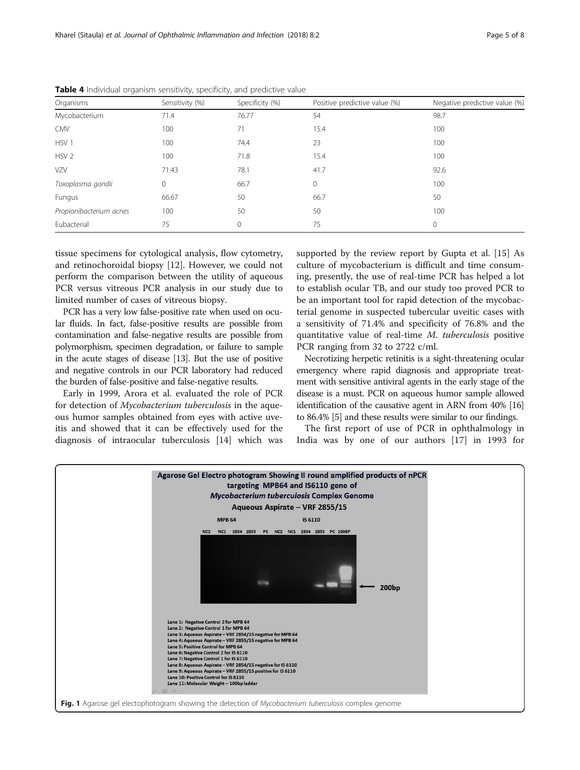**Table 4** Individual organism sensitivity, specificity, and predictive value

| Organisms | Sensitivity (%) | Specificity (%) | Positive predictive value (%) | Negative predictive value (%) |
|---|---|---|---|---|
| Mycobacterium | 71.4 | 76.77 | 54 | 98.7 |
| CMV | 100 | 71 | 15.4 | 100 |
| HSV 1 | 100 | 74.4 | 23 | 100 |
| HSV 2 | 100 | 71.8 | 15.4 | 100 |
| VZV | 71.43 | 78.1 | 41.7 | 92.6 |
| *Toxoplasma gondii* | 0 | 66.7 | 0 | 100 |
| Fungus | 66.67 | 50 | 66.7 | 50 |
| *Propionibacterium acnes* | 100 | 50 | 50 | 100 |
| Eubacterial | 75 | 0 | 75 | 0 |

tissue specimens for cytological analysis, flow cytometry, and retinochoroidal biopsy [12]. However, we could not perform the comparison between the utility of aqueous PCR versus vitreous PCR analysis in our study due to limited number of cases of vitreous biopsy.

PCR has a very low false-positive rate when used on ocular fluids. In fact, false-positive results are possible from contamination and false-negative results are possible from polymorphism, specimen degradation, or failure to sample in the acute stages of disease [13]. But the use of positive and negative controls in our PCR laboratory had reduced the burden of false-positive and false-negative results.

Early in 1999, Arora et al. evaluated the role of PCR for detection of *Mycobacterium tuberculosis* in the aqueous humor samples obtained from eyes with active uveitis and showed that it can be effectively used for the diagnosis of intraocular tuberculosis [14] which was supported by the review report by Gupta et al. [15] As culture of mycobacterium is difficult and time consuming, presently, the use of real-time PCR has helped a lot to establish ocular TB, and our study too proved PCR to be an important tool for rapid detection of the mycobacterial genome in suspected tubercular uveitic cases with a sensitivity of 71.4% and specificity of 76.8% and the quantitative value of real-time *M. tuberculosis* positive PCR ranging from 32 to 2722 c/ml.

Necrotizing herpetic retinitis is a sight-threatening ocular emergency where rapid diagnosis and appropriate treatment with sensitive antiviral agents in the early stage of the disease is a must. PCR on aqueous humor sample allowed identification of the causative agent in ARN from 40% [16] to 86.4% [5] and these results were similar to our findings.

The first report of use of PCR in ophthalmology in India was by one of our authors [17] in 1993 for

**Fig. 1** Agarose gel electophotogram showing the detection of *Mycobacterium tuberculosis* complex genome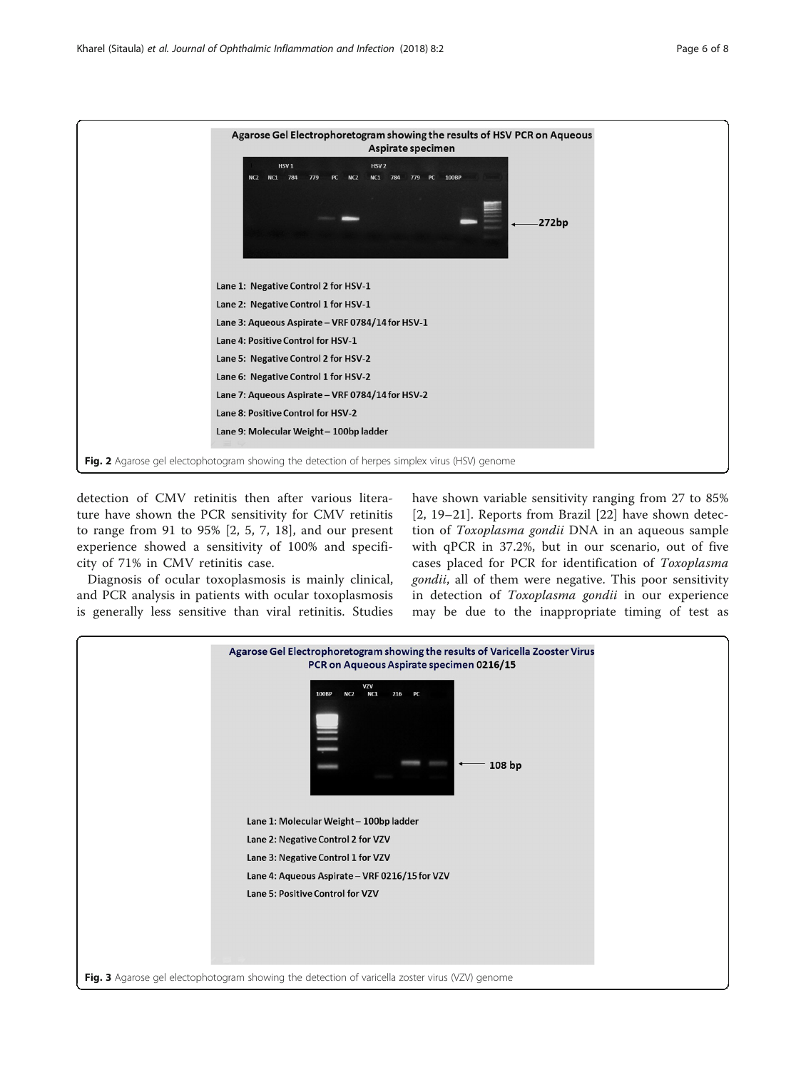Agarose Gel Electrophoretogram showing the results of HSV PCR on Aqueous Aspirate specimen

Lane 1: Negative Control 2 for HSV-1

Lane 2: Negative Control 1 for HSV-1

Lane 3: Aqueous Aspirate – VRF 0784/14 for HSV-1

Lane 4: Positive Control for HSV-1

Lane 5: Negative Control 2 for HSV-2

Lane 6: Negative Control 1 for HSV-2

Lane 7: Aqueous Aspirate – VRF 0784/14 for HSV-2

Lane 8: Positive Control for HSV-2

Lane 9: Molecular Weight – 100bp ladder

**Fig. 2** Agarose gel electophotogram showing the detection of herpes simplex virus (HSV) genome

detection of CMV retinitis then after various literature have shown the PCR sensitivity for CMV retinitis to range from 91 to 95% [2, 5, 7, 18], and our present experience showed a sensitivity of 100% and specificity of 71% in CMV retinitis case.

Diagnosis of ocular toxoplasmosis is mainly clinical, and PCR analysis in patients with ocular toxoplasmosis is generally less sensitive than viral retinitis. Studies have shown variable sensitivity ranging from 27 to 85% [2, 19–21]. Reports from Brazil [22] have shown detection of *Toxoplasma gondii* DNA in an aqueous sample with qPCR in 37.2%, but in our scenario, out of five cases placed for PCR for identification of *Toxoplasma gondii*, all of them were negative. This poor sensitivity in detection of *Toxoplasma gondii* in our experience may be due to the inappropriate timing of test as

Agarose Gel Electrophoretogram showing the results of Varicella Zooster Virus PCR on Aqueous Aspirate specimen 0216/15

Lane 1: Molecular Weight – 100bp ladder

Lane 2: Negative Control 2 for VZV

Lane 3: Negative Control 1 for VZV

Lane 4: Aqueous Aspirate – VRF 0216/15 for VZV

Lane 5: Positive Control for VZV

**Fig. 3** Agarose gel electophotogram showing the detection of varicella zoster virus (VZV) genome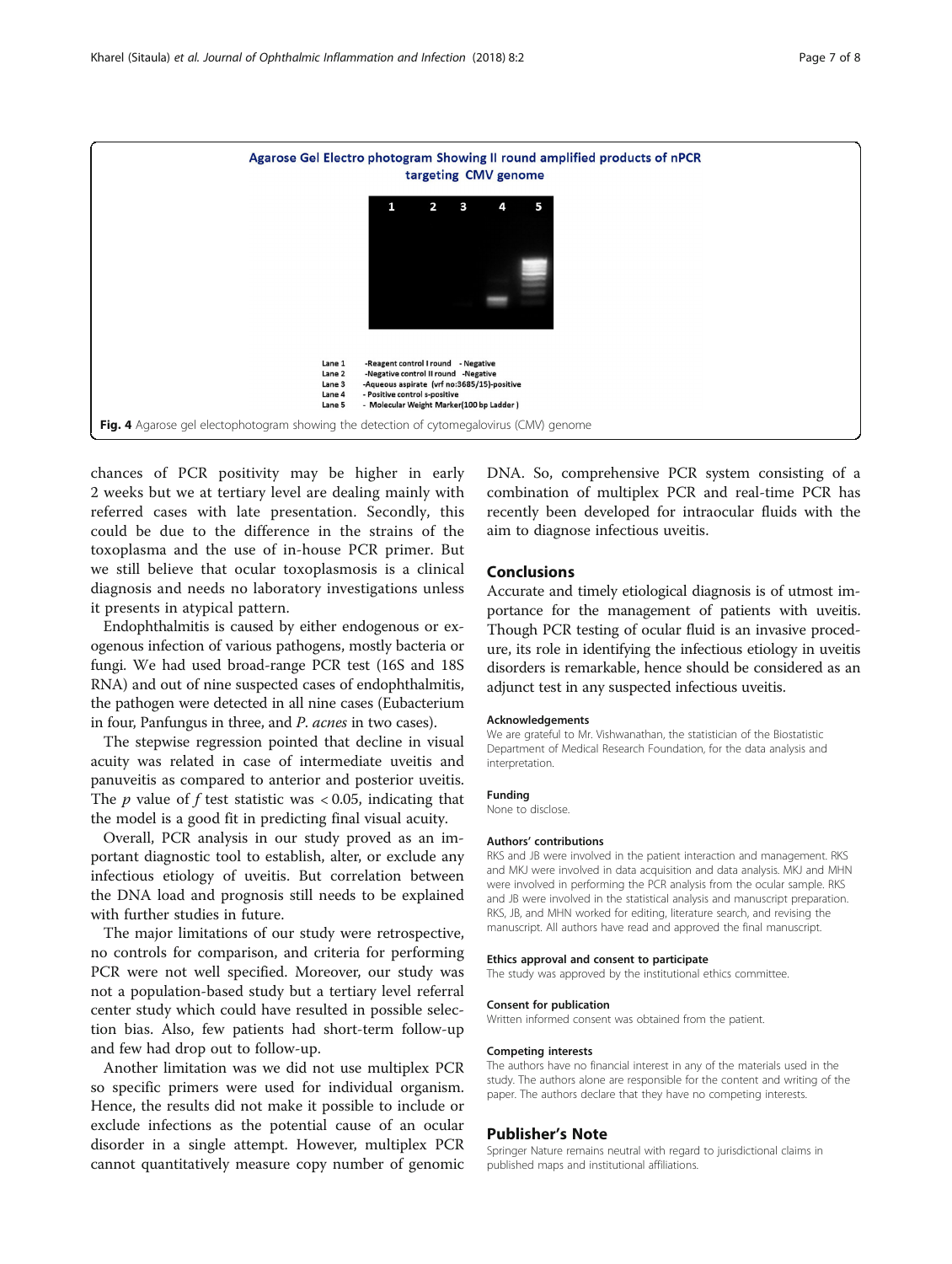Agarose Gel Electro photogram Showing II round amplified products of nPCR targeting CMV genome

Lane 1 -Reagent control I round - Negative
Lane 2 -Negative control II round -Negative
Lane 3 -Aqueous aspirate (vrf no:3685/15)-positive
Lane 4 - Positive control s-positive
Lane 5 - Molecular Weight Marker(100 bp Ladder)

**Fig. 4** Agarose gel electophotogram showing the detection of cytomegalovirus (CMV) genome

chances of PCR positivity may be higher in early 2 weeks but we at tertiary level are dealing mainly with referred cases with late presentation. Secondly, this could be due to the difference in the strains of the toxoplasma and the use of in-house PCR primer. But we still believe that ocular toxoplasmosis is a clinical diagnosis and needs no laboratory investigations unless it presents in atypical pattern.

Endophthalmitis is caused by either endogenous or exogenous infection of various pathogens, mostly bacteria or fungi. We had used broad-range PCR test (16S and 18S RNA) and out of nine suspected cases of endophthalmitis, the pathogen were detected in all nine cases (Eubacterium in four, Panfungus in three, and *P. acnes* in two cases).

The stepwise regression pointed that decline in visual acuity was related in case of intermediate uveitis and panuveitis as compared to anterior and posterior uveitis. The $p$ value of $f$ test statistic was $< 0.05$, indicating that the model is a good fit in predicting final visual acuity.

Overall, PCR analysis in our study proved as an important diagnostic tool to establish, alter, or exclude any infectious etiology of uveitis. But correlation between the DNA load and prognosis still needs to be explained with further studies in future.

The major limitations of our study were retrospective, no controls for comparison, and criteria for performing PCR were not well specified. Moreover, our study was not a population-based study but a tertiary level referral center study which could have resulted in possible selection bias. Also, few patients had short-term follow-up and few had drop out to follow-up.

Another limitation was we did not use multiplex PCR so specific primers were used for individual organism. Hence, the results did not make it possible to include or exclude infections as the potential cause of an ocular disorder in a single attempt. However, multiplex PCR cannot quantitatively measure copy number of genomic DNA. So, comprehensive PCR system consisting of a combination of multiplex PCR and real-time PCR has recently been developed for intraocular fluids with the aim to diagnose infectious uveitis.

## Conclusions

Accurate and timely etiological diagnosis is of utmost importance for the management of patients with uveitis. Though PCR testing of ocular fluid is an invasive procedure, its role in identifying the infectious etiology in uveitis disorders is remarkable, hence should be considered as an adjunct test in any suspected infectious uveitis.

#### Acknowledgements

We are grateful to Mr. Vishwanathan, the statistician of the Biostatistic Department of Medical Research Foundation, for the data analysis and interpretation.

#### Funding

None to disclose.

#### Authors' contributions

RKS and JB were involved in the patient interaction and management. RKS and MKJ were involved in data acquisition and data analysis. MKJ and MHN were involved in performing the PCR analysis from the ocular sample. RKS and JB were involved in the statistical analysis and manuscript preparation. RKS, JB, and MHN worked for editing, literature search, and revising the manuscript. All authors have read and approved the final manuscript.

#### Ethics approval and consent to participate

The study was approved by the institutional ethics committee.

#### Consent for publication

Written informed consent was obtained from the patient.

#### Competing interests

The authors have no financial interest in any of the materials used in the study. The authors alone are responsible for the content and writing of the paper. The authors declare that they have no competing interests.

## Publisher's Note

Springer Nature remains neutral with regard to jurisdictional claims in published maps and institutional affiliations.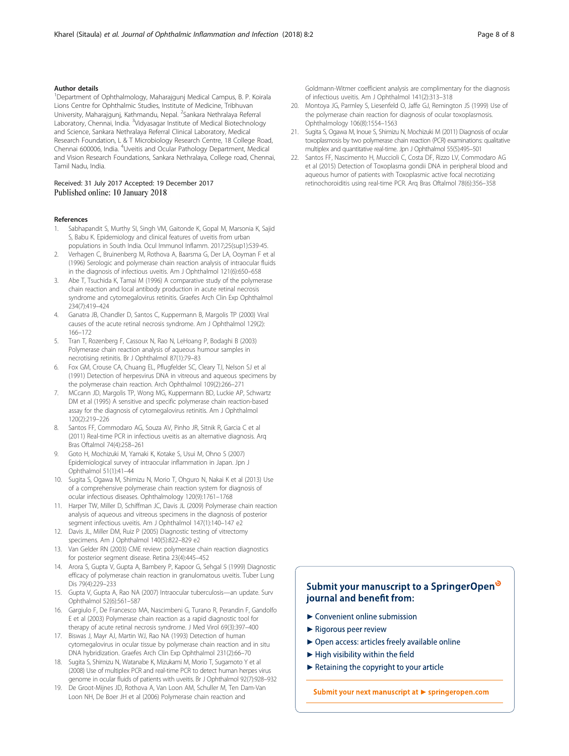#### Author details

[1]Department of Ophthalmology, Maharajgunj Medical Campus, B. P. Koirala Lions Centre for Ophthalmic Studies, Institute of Medicine, Tribhuvan University, Maharajgunj, Kathmandu, Nepal. [2]Sankara Nethralaya Referral Laboratory, Chennai, India. [3]Vidyasagar Institute of Medical Biotechnology and Science, Sankara Nethralaya Referral Clinical Laboratory, Medical Research Foundation, L & T Microbiology Research Centre, 18 College Road, Chennai 600006, India. [4]Uveitis and Ocular Pathology Department, Medical and Vision Research Foundations, Sankara Nethralaya, College road, Chennai, Tamil Nadu, India.

Received: 31 July 2017 Accepted: 19 December 2017
Published online: 10 January 2018

#### References

1. Sabhapandit S, Murthy SI, Singh VM, Gaitonde K, Gopal M, Marsonia K, Sajid S, Babu K. Epidemiology and clinical features of uveitis from urban populations in South India. Ocul Immunol Inflamm. 2017;25(sup1):S39-45.
2. Verhagen C, Bruinenberg M, Rothova A, Baarsma G, Der LA, Ooyman F et al (1996) Serologic and polymerase chain reaction analysis of intraocular fluids in the diagnosis of infectious uveitis. Am J Ophthalmol 121(6):650–658
3. Abe T, Tsuchida K, Tamai M (1996) A comparative study of the polymerase chain reaction and local antibody production in acute retinal necrosis syndrome and cytomegalovirus retinitis. Graefes Arch Clin Exp Ophthalmol 234(7):419–424
4. Ganatra JB, Chandler D, Santos C, Kuppermann B, Margolis TP (2000) Viral causes of the acute retinal necrosis syndrome. Am J Ophthalmol 129(2): 166–172
5. Tran T, Rozenberg F, Cassoux N, Rao N, LeHoang P, Bodaghi B (2003) Polymerase chain reaction analysis of aqueous humour samples in necrotising retinitis. Br J Ophthalmol 87(1):79–83
6. Fox GM, Crouse CA, Chuang EL, Pflugfelder SC, Cleary TJ, Nelson SJ et al (1991) Detection of herpesvirus DNA in vitreous and aqueous specimens by the polymerase chain reaction. Arch Ophthalmol 109(2):266–271
7. MCcann JD, Margolis TP, Wong MG, Kuppermann BD, Luckie AP, Schwartz DM et al (1995) A sensitive and specific polymerase chain reaction-based assay for the diagnosis of cytomegalovirus retinitis. Am J Ophthalmol 120(2):219–226
8. Santos FF, Commodaro AG, Souza AV, Pinho JR, Sitnik R, Garcia C et al (2011) Real-time PCR in infectious uveitis as an alternative diagnosis. Arq Bras Oftalmol 74(4):258–261
9. Goto H, Mochizuki M, Yamaki K, Kotake S, Usui M, Ohno S (2007) Epidemiological survey of intraocular inflammation in Japan. Jpn J Ophthalmol 51(1):41–44
10. Sugita S, Ogawa M, Shimizu N, Morio T, Ohguro N, Nakai K et al (2013) Use of a comprehensive polymerase chain reaction system for diagnosis of ocular infectious diseases. Ophthalmology 120(9):1761–1768
11. Harper TW, Miller D, Schiffman JC, Davis JL (2009) Polymerase chain reaction analysis of aqueous and vitreous specimens in the diagnosis of posterior segment infectious uveitis. Am J Ophthalmol 147(1):140–147 e2
12. Davis JL, Miller DM, Ruiz P (2005) Diagnostic testing of vitrectomy specimens. Am J Ophthalmol 140(5):822–829 e2
13. Van Gelder RN (2003) CME review: polymerase chain reaction diagnostics for posterior segment disease. Retina 23(4):445–452
14. Arora S, Gupta V, Gupta A, Bambery P, Kapoor G, Sehgal S (1999) Diagnostic efficacy of polymerase chain reaction in granulomatous uveitis. Tuber Lung Dis 79(4):229–233
15. Gupta V, Gupta A, Rao NA (2007) Intraocular tuberculosis—an update. Surv Ophthalmol 52(6):561–587
16. Gargiulo F, De Francesco MA, Nascimbeni G, Turano R, Perandin F, Gandolfo E et al (2003) Polymerase chain reaction as a rapid diagnostic tool for therapy of acute retinal necrosis syndrome. J Med Virol 69(3):397–400
17. Biswas J, Mayr AJ, Martin WJ, Rao NA (1993) Detection of human cytomegalovirus in ocular tissue by polymerase chain reaction and in situ DNA hybridization. Graefes Arch Clin Exp Ophthalmol 231(2):66–70
18. Sugita S, Shimizu N, Watanabe K, Mizukami M, Morio T, Sugamoto Y et al (2008) Use of multiplex PCR and real-time PCR to detect human herpes virus genome in ocular fluids of patients with uveitis. Br J Ophthalmol 92(7):928–932
19. De Groot-Mijnes JD, Rothova A, Van Loon AM, Schuller M, Ten Dam-Van Loon NH, De Boer JH et al (2006) Polymerase chain reaction and Goldmann-Witmer coefficient analysis are complimentary for the diagnosis of infectious uveitis. Am J Ophthalmol 141(2):313–318
20. Montoya JG, Parmley S, Liesenfeld O, Jaffe GJ, Remington JS (1999) Use of the polymerase chain reaction for diagnosis of ocular toxoplasmosis. Ophthalmology 106(8):1554–1563
21. Sugita S, Ogawa M, Inoue S, Shimizu N, Mochizuki M (2011) Diagnosis of ocular toxoplasmosis by two polymerase chain reaction (PCR) examinations: qualitative multiplex and quantitative real-time. Jpn J Ophthalmol 55(5):495–501
22. Santos FF, Nascimento H, Muccioli C, Costa DF, Rizzo LV, Commodaro AG et al (2015) Detection of Toxoplasma gondii DNA in peripheral blood and aqueous humor of patients with Toxoplasmic active focal necrotizing retinochoroiditis using real-time PCR. Arq Bras Oftalmol 78(6):356–358

**Submit your manuscript to a SpringerOpen journal and benefit from:**

- ► Convenient online submission
- ► Rigorous peer review
- ► Open access: articles freely available online
- ► High visibility within the field
- ► Retaining the copyright to your article

**Submit your next manuscript at ► springeropen.com**